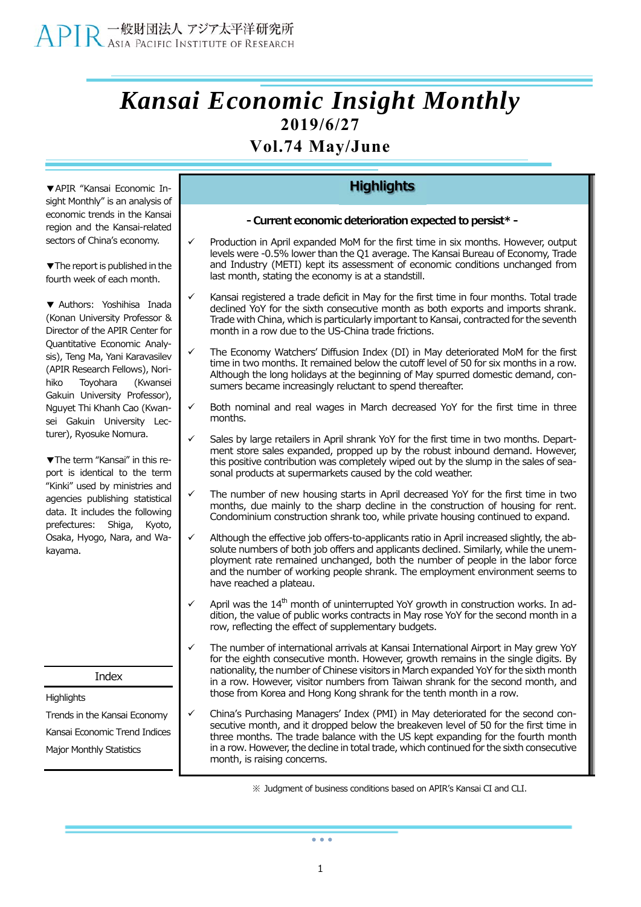APIR 一般財団法人 アジア太平洋研究所 ASIA PACIFIC INSTITUTE OF RESEARCH

# *Kansai Economic Insight Monthly*

**2019/6/27**

**Vol.74 May/June**

▼APIR "Kansai Economic Insight Monthly" is an analysis of economic trends in the Kansai region and the Kansai-related sectors of China's economy.

▼The report is published in the fourth week of each month.

▼ Authors: Yoshihisa Inada (Konan University Professor & Director of the APIR Center for Quantitative Economic Analysis), Teng Ma, Yani Karavasilev (APIR Research Fellows), Norihiko Toyohara (Kwansei Gakuin University Professor), Nguyet Thi Khanh Cao (Kwansei Gakuin University Lecturer), Ryosuke Nomura.

▼The term "Kansai" in this report is identical to the term "Kinki" used by ministries and agencies publishing statistical data. It includes the following prefectures: Shiga, Kyoto, Osaka, Hyogo, Nara, and Wakayama.

**Index**

- Highlights
- Trends in the Kansai Economy
- Kansai Economic Trend Indices
- Major Monthly Statistics

## Highlights

**- Current economic deterioration expected to persist\* -**

- ✓ Production in April expanded MoM for the first time in six months. However, output levels were -0.5% lower than the Q1 average. The Kansai Bureau of Economy, Trade and Industry (METI) kept its assessment of economic conditions unchanged from last month, stating the economy is at a standstill.
- ✓ Kansai registered a trade deficit in May for the first time in four months. Total trade declined YoY for the sixth consecutive month as both exports and imports shrank. Trade with China, which is particularly important to Kansai, contracted for the seventh month in a row due to the US-China trade frictions.
- ✓ The Economy Watchers' Diffusion Index (DI) in May deteriorated MoM for the first time in two months. It remained below the cutoff level of 50 for six months in a row. Although the long holidays at the beginning of May spurred domestic demand, consumers became increasingly reluctant to spend thereafter.
- ✓ Both nominal and real wages in March decreased YoY for the first time in three months.
- ✓ Sales by large retailers in April shrank YoY for the first time in two months. Department store sales expanded, propped up by the robust inbound demand. However, this positive contribution was completely wiped out by the slump in the sales of seasonal products at supermarkets caused by the cold weather.
- ✓ The number of new housing starts in April decreased YoY for the first time in two months, due mainly to the sharp decline in the construction of housing for rent. Condominium construction shrank too, while private housing continued to expand.
- ✓ Although the effective job offers-to-applicants ratio in April increased slightly, the absolute numbers of both job offers and applicants declined. Similarly, while the unemployment rate remained unchanged, both the number of people in the labor force and the number of working people shrank. The employment environment seems to have reached a plateau.
- ✓ April was the 14th month of uninterrupted YoY growth in construction works. In addition, the value of public works contracts in May rose YoY for the second month in a row, reflecting the effect of supplementary budgets.
- ✓ The number of international arrivals at Kansai International Airport in May grew YoY for the eighth consecutive month. However, growth remains in the single digits. By nationality, the number of Chinese visitors in March expanded YoY for the sixth month in a row. However, visitor numbers from Taiwan shrank for the second month, and those from Korea and Hong Kong shrank for the tenth month in a row.
- ✓ China's Purchasing Managers' Index (PMI) in May deteriorated for the second consecutive month, and it dropped below the breakeven level of 50 for the first time in three months. The trade balance with the US kept expanding for the fourth month in a row. However, the decline in total trade, which continued for the sixth consecutive month, is raising concerns.

※ Judgment of business conditions based on APIR's Kansai CI and CLI.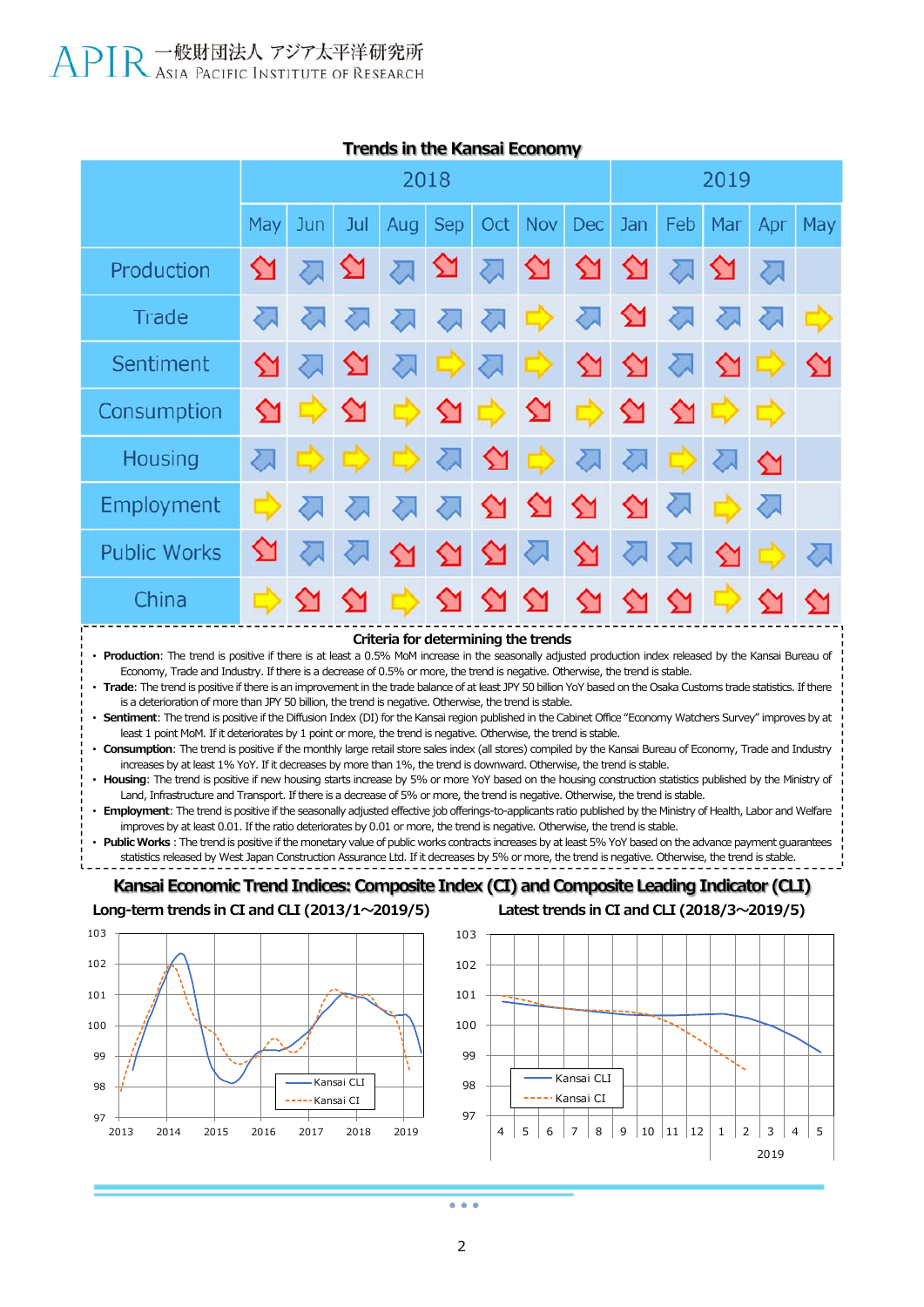## Trends in the Kansai Economy

| | 2018 | | | | | | | | 2019 | | | | |
|---|---|---|---|---|---|---|---|---|---|---|---|---|---|
| | May | Jun | Jul | Aug | Sep | Oct | Nov | Dec | Jan | Feb | Mar | Apr | May |
| Production | ↘ | ↗ | ↘ | ↗ | ↘ | ↗ | ↘ | ↘ | ↘ | ↗ | ↘ | ↗ | |
| Trade | ↗ | ↗ | ↗ | ↗ | ↗ | ↗ | → | ↗ | ↘ | ↗ | ↗ | ↗ | → |
| Sentiment | ↘ | ↗ | ↘ | ↗ | → | ↗ | → | ↘ | ↘ | ↗ | ↘ | → | ↘ |
| Consumption | ↘ | → | ↘ | → | ↘ | → | ↘ | → | ↘ | ↘ | → | → | |
| Housing | ↗ | → | → | → | ↗ | ↘ | → | ↗ | ↗ | → | ↗ | ↘ | |
| Employment | → | ↗ | ↗ | ↗ | ↗ | ↘ | ↘ | ↘ | ↘ | ↗ | → | ↗ | |
| Public Works | ↘ | ↗ | ↗ | ↘ | ↘ | ↘ | ↗ | ↘ | ↗ | ↗ | ↘ | → | ↗ |
| China | → | ↘ | ↘ | → | ↘ | ↘ | ↘ | ↘ | ↘ | ↘ | → | ↘ | ↘ |

**Criteria for determining the trends**

- **Production**: The trend is positive if there is at least a 0.5% MoM increase in the seasonally adjusted production index released by the Kansai Bureau of Economy, Trade and Industry. If there is a decrease of 0.5% or more, the trend is negative. Otherwise, the trend is stable.
- **Trade**: The trend is positive if there is an improvement in the trade balance of at least JPY 50 billion YoY based on the Osaka Customs trade statistics. If there is a deterioration of more than JPY 50 billion, the trend is negative. Otherwise, the trend is stable.
- **Sentiment**: The trend is positive if the Diffusion Index (DI) for the Kansai region published in the Cabinet Office "Economy Watchers Survey" improves by at least 1 point MoM. If it deteriorates by 1 point or more, the trend is negative. Otherwise, the trend is stable.
- **Consumption**: The trend is positive if the monthly large retail store sales index (all stores) compiled by the Kansai Bureau of Economy, Trade and Industry increases by at least 1% YoY. If it decreases by more than 1%, the trend is downward. Otherwise, the trend is stable.
- **Housing**: The trend is positive if new housing starts increase by 5% or more YoY based on the housing construction statistics published by the Ministry of Land, Infrastructure and Transport. If there is a decrease of 5% or more, the trend is negative. Otherwise, the trend is stable.
- **Employment**: The trend is positive if the seasonally adjusted effective job offerings-to-applicants ratio published by the Ministry of Health, Labor and Welfare improves by at least 0.01. If the ratio deteriorates by 0.01 or more, the trend is negative. Otherwise, the trend is stable.
- **Public Works** : The trend is positive if the monetary value of public works contracts increases by at least 5% YoY based on the advance payment guarantees statistics released by West Japan Construction Assurance Ltd. If it decreases by 5% or more, the trend is negative. Otherwise, the trend is stable.

## Kansai Economic Trend Indices: Composite Index (CI) and Composite Leading Indicator (CLI)

**Long-term trends in CI and CLI (2013/1～2019/5)**

**Latest trends in CI and CLI (2018/3～2019/5)**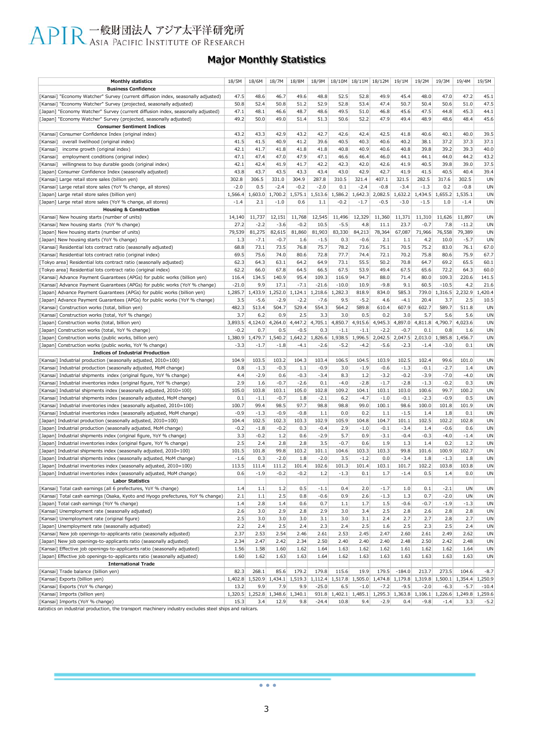## Major Monthly Statistics

| Monthly statistics | 18/5M | 18/6M | 18/7M | 18/8M | 18/9M | 18/10M | 18/11M | 18/12M | 19/1M | 19/2M | 19/3M | 19/4M | 19/5M |
|---|---|---|---|---|---|---|---|---|---|---|---|---|---|
| **Business Confidence** | | | | | | | | | | | | | |
| [Kansai] "Economy Watcher" Survey (current diffusion index, seasonally adjusted) | 47.5 | 48.6 | 46.7 | 49.6 | 48.8 | 52.5 | 52.8 | 49.9 | 45.4 | 48.0 | 47.0 | 47.2 | 45.1 |
| [Kansai] "Economy Watcher" Survey (projected, seasonally adjusted) | 50.8 | 52.4 | 50.8 | 51.2 | 52.9 | 52.8 | 53.4 | 47.4 | 50.7 | 50.4 | 50.6 | 51.0 | 47.5 |
| [Japan] "Economy Watcher" Survey (current diffusion index, seasonally adjusted) | 47.1 | 48.1 | 46.6 | 48.7 | 48.6 | 49.5 | 51.0 | 46.8 | 45.6 | 47.5 | 44.8 | 45.3 | 44.1 |
| [Japan] "Economy Watcher" Survey (projected, seasonally adjusted) | 49.2 | 50.0 | 49.0 | 51.4 | 51.3 | 50.6 | 52.2 | 47.9 | 49.4 | 48.9 | 48.6 | 48.4 | 45.6 |
| **Consumer Sentiment Indices** | | | | | | | | | | | | | |
| [Kansai] Consumer Confidence Index (original index) | 43.2 | 43.3 | 42.9 | 43.2 | 42.7 | 42.6 | 42.4 | 42.5 | 41.8 | 40.6 | 40.1 | 40.0 | 39.5 |
| [Kansai] overall livelihood (original index) | 41.5 | 41.5 | 40.9 | 41.2 | 39.6 | 40.5 | 40.3 | 40.6 | 40.2 | 38.1 | 37.2 | 37.3 | 37.1 |
| [Kansai] income growth (original index) | 42.1 | 41.7 | 41.8 | 41.8 | 41.8 | 40.8 | 40.9 | 40.6 | 40.8 | 39.8 | 39.2 | 39.3 | 40.0 |
| [Kansai] employment conditions (original index) | 47.1 | 47.4 | 47.0 | 47.9 | 47.1 | 46.6 | 46.4 | 46.0 | 44.1 | 44.1 | 44.0 | 44.2 | 43.2 |
| [Kansai] willingness to buy durable goods (original index) | 42.1 | 42.4 | 41.9 | 41.7 | 42.2 | 42.3 | 42.0 | 42.6 | 41.9 | 40.5 | 39.8 | 39.0 | 37.5 |
| [Japan] Consumer Confidence Index (seasonally adjusted) | 43.8 | 43.7 | 43.5 | 43.3 | 43.4 | 43.0 | 42.9 | 42.7 | 41.9 | 41.5 | 40.5 | 40.4 | 39.4 |
| [Kansai] Large retail store sales (billion yen) | 302.8 | 306.5 | 331.0 | 304.9 | 287.8 | 310.5 | 321.4 | 407.1 | 321.5 | 282.5 | 317.6 | 302.5 | UN |
| [Kansai] Large retail store sales (YoY % change, all stores) | -2.0 | 0.5 | -2.4 | -0.2 | -2.0 | 0.1 | -2.4 | -0.8 | -3.4 | -1.3 | 0.2 | -0.8 | UN |
| [Japan] Large retail store sales (billion yen) | 1,566.4 | 1,603.0 | 1,700.2 | 1,575.1 | 1,513.6 | 1,586.2 | 1,642.3 | 2,082.5 | 1,632.2 | 1,434.5 | 1,655.2 | 1,535.1 | UN |
| [Japan] Large retail store sales (YoY % change, all stores) | -1.4 | 2.1 | -1.0 | 0.6 | 1.1 | -0.2 | -1.7 | -0.5 | -3.0 | -1.5 | 1.0 | -1.4 | UN |
| **Housing & Construction** | | | | | | | | | | | | | |
| [Kansai] New housing starts (number of units) | 14,140 | 11,737 | 12,151 | 11,768 | 12,545 | 11,496 | 12,329 | 11,360 | 11,371 | 11,310 | 11,626 | 11,897 | UN |
| [Kansai] New housing starts (YoY % change) | 27.2 | -2.2 | -3.6 | -0.2 | 10.5 | -5.5 | 4.8 | 11.1 | 23.7 | -0.7 | 7.8 | -11.2 | UN |
| [Japan] New housing starts (number of units) | 79,539 | 81,275 | 82,615 | 81,860 | 81,903 | 83,330 | 84,213 | 78,364 | 67,087 | 71,966 | 76,558 | 79,389 | UN |
| [Japan] New housing starts (YoY % change) | 1.3 | -7.1 | -0.7 | 1.6 | -1.5 | 0.3 | -0.6 | 2.1 | 1.1 | 4.2 | 10.0 | -5.7 | UN |
| [Kansai] Residential lots contract ratio (seasonally adjusted) | 68.8 | 73.1 | 73.5 | 76.8 | 75.2 | 78.2 | 73.6 | 75.1 | 70.5 | 75.2 | 83.0 | 76.1 | 67.0 |
| [Kansai] Residential lots contract ratio (original index) | 69.5 | 75.6 | 74.0 | 80.6 | 72.8 | 77.7 | 74.4 | 72.1 | 70.2 | 75.8 | 80.6 | 75.9 | 67.7 |
| [Tokyo area] Residential lots contract ratio (seasonally adjusted) | 62.3 | 64.3 | 63.1 | 64.2 | 64.9 | 73.1 | 55.5 | 50.2 | 70.8 | 64.7 | 69.2 | 65.5 | 60.1 |
| [Tokyo area] Residential lots contract ratio (original index) | 62.2 | 66.0 | 67.8 | 64.5 | 66.5 | 67.5 | 53.9 | 49.4 | 67.5 | 65.6 | 72.2 | 64.3 | 60.0 |
| [Kansai] Advance Payment Guarantees (APGs) for public works (billion yen) | 116.4 | 134.5 | 140.9 | 95.4 | 109.3 | 116.9 | 94.7 | 88.0 | 71.4 | 80.0 | 109.3 | 220.6 | 141.5 |
| [Kansai] Advance Payment Guarantees (APGs) for public works (YoY % change) | -21.0 | 9.9 | 17.1 | -7.1 | -21.6 | -10.0 | 10.9 | -9.8 | 9.1 | 60.5 | -10.5 | 4.2 | 21.6 |
| [Japan] Advance Payment Guarantees (APGs) for public works (billion yen) | 1,285.7 | 1,433.9 | 1,252.0 | 1,124.1 | 1,218.6 | 1,282.3 | 818.9 | 834.0 | 585.3 | 739.0 | 1,316.5 | 2,232.9 | 1,420.4 |
| [Japan] Advance Payment Guarantees (APGs) for public works (YoY % change) | 3.5 | -5.6 | -2.9 | -2.2 | -7.6 | 9.5 | -5.2 | 4.6 | -4.1 | 20.4 | 3.7 | 2.5 | 10.5 |
| [Kansai] Construction works (total, billion yen) | 482.3 | 513.4 | 504.7 | 529.4 | 554.3 | 564.2 | 589.8 | 610.4 | 607.9 | 602.7 | 589.7 | 511.8 | UN |
| [Kansai] Construction works (total, YoY % change) | 3.7 | 6.2 | 0.9 | 2.5 | 3.3 | 3.0 | 0.5 | 0.2 | 3.0 | 5.7 | 5.6 | 5.6 | UN |
| [Japan] Construction works (total, billion yen) | 3,893.5 | 4,124.0 | 4,264.0 | 4,447.2 | 4,705.1 | 4,850.7 | 4,915.6 | 4,945.3 | 4,897.0 | 4,811.8 | 4,790.7 | 4,023.6 | UN |
| [Japan] Construction works (total, YoY % change) | -0.2 | 0.7 | 0.5 | -0.5 | 0.3 | -1.1 | -1.1 | -2.2 | -0.7 | 0.1 | 0.8 | 1.6 | UN |
| [Japan] Construction works (public works, billion yen) | 1,380.9 | 1,479.7 | 1,540.2 | 1,642.2 | 1,826.6 | 1,938.5 | 1,996.5 | 2,042.5 | 2,047.5 | 2,013.0 | 1,985.8 | 1,456.7 | UN |
| [Japan] Construction works (public works, YoY % change) | -3.3 | -1.7 | -1.8 | -4.1 | -2.6 | -5.2 | -4.2 | -5.6 | -2.3 | -1.4 | -3.0 | 0.1 | UN |
| **Indices of Industrial Production** | | | | | | | | | | | | | |
| [Kansai] Industrial production (seasonally adjusted, 2010=100) | 104.9 | 103.5 | 103.2 | 104.3 | 103.4 | 106.5 | 104.5 | 103.9 | 102.5 | 102.4 | 99.6 | 101.0 | UN |
| [Kansai] Industrial production (seasonally adjusted, MoM change) | 0.8 | -1.3 | -0.3 | 1.1 | -0.9 | 3.0 | -1.9 | -0.6 | -1.3 | -0.1 | -2.7 | 1.4 | UN |
| [Kansai] Industrial shipments index (original figure, YoY % change) | 4.4 | -2.9 | 0.6 | -0.3 | -3.4 | 8.3 | 1.2 | -3.2 | -0.2 | -3.9 | -7.0 | -4.0 | UN |
| [Kansai] Industrial inventories index (original figure, YoY % change) | 2.9 | 1.6 | -0.7 | -2.6 | 0.1 | -4.0 | -2.8 | -1.7 | -2.8 | -1.3 | -0.2 | 0.3 | UN |
| [Kansai] Industrial shipments index (seasonally adjusted, 2010=100) | 105.0 | 103.8 | 103.1 | 105.0 | 102.8 | 109.2 | 104.1 | 103.1 | 103.0 | 100.6 | 99.7 | 100.2 | UN |
| [Kansai] Industrial shipments index (seasonally adjusted, MoM change) | 0.1 | -1.1 | -0.7 | 1.8 | -2.1 | 6.2 | -4.7 | -1.0 | -0.1 | -2.3 | -0.9 | 0.5 | UN |
| [Kansai] Industrial inventories index (seasonally adjusted, 2010=100) | 100.7 | 99.4 | 98.5 | 97.7 | 98.8 | 98.8 | 99.0 | 100.1 | 98.6 | 100.0 | 101.8 | 101.9 | UN |
| [Kansai] Industrial inventories index (seasonally adjusted, MoM change) | -0.9 | -1.3 | -0.9 | -0.8 | 1.1 | 0.0 | 0.2 | 1.1 | -1.5 | 1.4 | 1.8 | 0.1 | UN |
| [Japan] Industrial production (seasonally adjusted, 2010=100) | 104.4 | 102.5 | 102.3 | 103.3 | 102.9 | 105.9 | 104.8 | 104.7 | 101.1 | 102.5 | 102.2 | 102.8 | UN |
| [Japan] Industrial production (seasonally adjusted, MoM change) | -0.2 | -1.8 | -0.2 | 0.3 | -0.4 | 2.9 | -1.0 | -0.1 | -3.4 | 1.4 | -0.6 | 0.6 | UN |
| [Japan] Industrial shipments index (original figure, YoY % change) | 3.3 | -0.2 | 1.2 | 0.6 | -2.9 | 5.7 | 0.9 | -3.1 | -0.4 | -0.3 | -4.0 | -1.4 | UN |
| [Japan] Industrial inventories index (original figure, YoY % change) | 2.5 | 2.4 | 2.8 | 2.8 | 3.5 | -0.7 | 0.6 | 1.9 | 1.3 | 1.4 | 0.2 | 1.2 | UN |
| [Japan] Industrial shipments index (seasonally adjusted, 2010=100) | 101.5 | 101.8 | 99.8 | 101.6 | 101.1 | 104.6 | 103.3 | 103.3 | 99.8 | 101.6 | 100.9 | 102.7 | UN |
| [Japan] Industrial shipments index (seasonally adjusted, MoM change) | -1.6 | 0.3 | -2.0 | 1.8 | -2.0 | 3.5 | -1.2 | 0.0 | -3.4 | 1.8 | -1.3 | 1.8 | UN |
| [Japan] Industrial inventories index (seasonally adjusted, 2010=100) | 113.5 | 111.4 | 111.2 | 101.4 | 102.6 | 101.3 | 101.4 | 103.1 | 101.7 | 102.2 | 103.8 | 103.8 | UN |
| [Japan] Industrial inventories index (seasonally adjusted, MoM change) | 0.6 | -1.9 | -0.2 | -0.2 | 1.2 | -1.3 | 0.1 | 1.7 | -1.4 | 0.5 | 1.4 | 0.0 | UN |
| **Labor Statistics** | | | | | | | | | | | | | |
| [Kansai] Total cash earnings (all 6 prefectures, YoY % change) | 1.4 | 1.1 | 1.2 | 0.5 | -1.1 | 0.4 | 2.0 | -1.7 | 1.0 | 0.1 | -2.1 | UN | UN |
| [Kansai] Total cash earnings (Osaka, Kyoto and Hyogo prefectures, YoY % change) | 2.1 | 1.1 | 2.5 | 0.8 | -0.6 | 0.9 | 2.6 | -1.3 | 1.3 | 0.7 | -2.0 | UN | UN |
| [Japan] Total cash earnings (YoY % change) | 1.4 | 2.8 | 1.4 | 0.6 | 0.7 | 1.1 | 1.7 | 1.5 | -0.6 | -0.7 | -1.9 | -1.3 | UN |
| [Kansai] Unemployment rate (seasonally adjusted) | 2.6 | 3.0 | 2.9 | 2.8 | 2.9 | 3.0 | 3.4 | 2.5 | 2.8 | 2.6 | 2.8 | 2.8 | UN |
| [Kansai] Unemployment rate (original figure) | 2.5 | 3.0 | 3.0 | 3.0 | 3.1 | 3.0 | 3.1 | 2.4 | 2.7 | 2.7 | 2.8 | 2.7 | UN |
| [Japan] Unemployment rate (seasonally adjusted) | 2.2 | 2.4 | 2.5 | 2.4 | 2.3 | 2.4 | 2.5 | 1.6 | 2.5 | 2.3 | 2.5 | 2.4 | UN |
| [Kansai] New job openings-to-applicants ratio (seasonally adjusted) | 2.37 | 2.53 | 2.54 | 2.46 | 2.61 | 2.53 | 2.45 | 2.47 | 2.60 | 2.61 | 2.49 | 2.62 | UN |
| [Japan] New job openings-to-applicants ratio (seasonally adjusted) | 2.34 | 2.47 | 2.42 | 2.34 | 2.50 | 2.40 | 2.40 | 2.40 | 2.48 | 2.50 | 2.42 | 2.48 | UN |
| [Kansai] Effective job openings-to-applicants ratio (seasonally adjusted) | 1.56 | 1.58 | 1.60 | 1.62 | 1.64 | 1.63 | 1.62 | 1.62 | 1.61 | 1.62 | 1.62 | 1.64 | UN |
| [Japan] Effective job openings-to-applicants ratio (seasonally adjusted) | 1.60 | 1.62 | 1.63 | 1.63 | 1.64 | 1.62 | 1.63 | 1.63 | 1.63 | 1.63 | 1.63 | 1.63 | UN |
| **International Trade** | | | | | | | | | | | | | |
| [Kansai] Trade balance (billion yen) | 82.3 | 268.1 | 85.6 | 179.2 | 179.8 | 115.6 | 19.9 | 179.5 | -184.0 | 213.7 | 273.5 | 104.6 | -8.7 |
| [Kansai] Exports (billion yen) | 1,402.8 | 1,520.9 | 1,434.1 | 1,519.3 | 1,112.4 | 1,517.8 | 1,505.0 | 1,474.8 | 1,179.8 | 1,319.8 | 1,500.1 | 1,354.4 | 1,250.9 |
| [Kansai] Exports (YoY % change) | 13.2 | 9.9 | 7.9 | 9.9 | -25.0 | 6.5 | -1.0 | -7.2 | -9.5 | -2.0 | -6.3 | -5.7 | -10.4 |
| [Kansai] Imports (billion yen) | 1,320.5 | 1,252.8 | 1,348.6 | 1,340.1 | 931.8 | 1,402.1 | 1,485.1 | 1,295.3 | 1,363.8 | 1,106.1 | 1,226.6 | 1,249.8 | 1,259.6 |
| [Kansai] Imports (YoY % change) | 15.3 | 3.4 | 12.9 | 9.8 | -24.4 | 10.8 | 9.4 | -2.9 | 0.4 | -9.8 | -1.4 | 3.3 | -5.2 |

tatistics on industrial production, the transport machinery industry excludes steel ships and railcars.